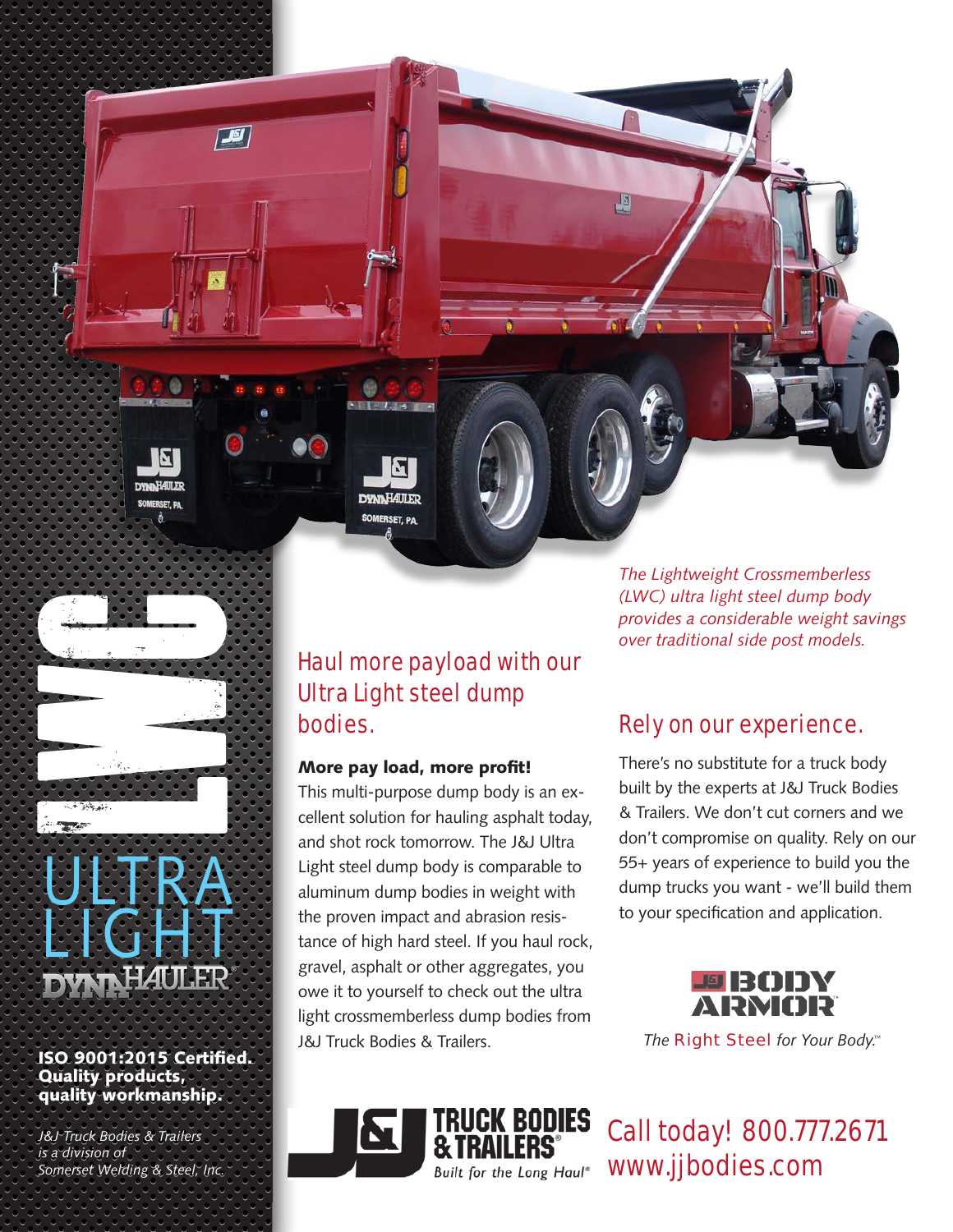# LWC ULTRA LIGHT DYNAHAULER®

*The Lightweight Crossmemberless (LWC) ultra light steel dump body provides a considerable weight savings over traditional side post models.*

## Haul more payload with our Ultra Light steel dump bodies.

**More pay load, more profit!**

This multi-purpose dump body is an excellent solution for hauling asphalt today, and shot rock tomorrow. The J&J Ultra Light steel dump body is comparable to aluminum dump bodies in weight with the proven impact and abrasion resistance of high hard steel. If you haul rock, gravel, asphalt or other aggregates, you owe it to yourself to check out the ultra light crossmemberless dump bodies from J&J Truck Bodies & Trailers.

## Rely on our experience.

There's no substitute for a truck body built by the experts at J&J Truck Bodies & Trailers. We don't cut corners and we don't compromise on quality. Rely on our 55+ years of experience to build you the dump trucks you want - we'll build them to your specification and application.

J&J BODY ARMOR™

*The Right Steel for Your Body.*™

**ISO 9001:2015 Certified. Quality products, quality workmanship.**

*J&J Truck Bodies & Trailers is a division of Somerset Welding & Steel, Inc.*

J&J TRUCK BODIES & TRAILERS®
*Built for the Long Haul®*

Call today! 800.777.2671
www.jjbodies.com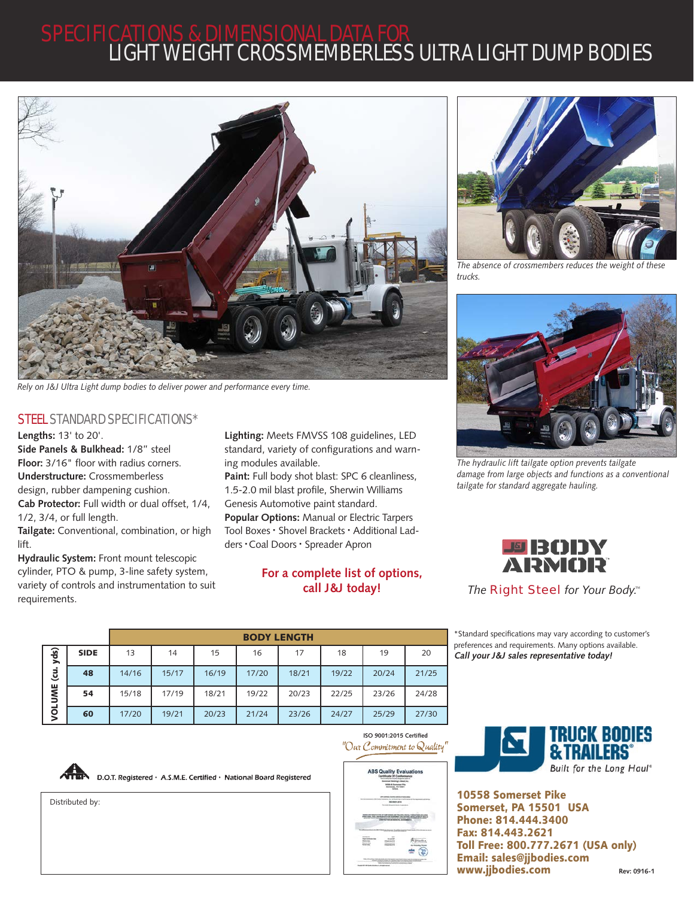# SPECIFICATIONS & DIMENSIONAL DATA FOR LIGHT WEIGHT CROSSMEMBERLESS ULTRA LIGHT DUMP BODIES

*Rely on J&J Ultra Light dump bodies to deliver power and performance every time.*

*The absence of crossmembers reduces the weight of these trucks.*

*The hydraulic lift tailgate option prevents tailgate damage from large objects and functions as a conventional tailgate for standard aggregate hauling.*

## STEEL STANDARD SPECIFICATIONS*

**Lengths:** 13' to 20'.
**Side Panels & Bulkhead:** 1/8" steel
**Floor:** 3/16" floor with radius corners.
**Understructure:** Crossmemberless design, rubber dampening cushion.
**Cab Protector:** Full width or dual offset, 1/4, 1/2, 3/4, or full length.
**Tailgate:** Conventional, combination, or high lift.
**Hydraulic System:** Front mount telescopic cylinder, PTO & pump, 3-line safety system, variety of controls and instrumentation to suit requirements.

**Lighting:** Meets FMVSS 108 guidelines, LED standard, variety of configurations and warning modules available.
**Paint:** Full body shot blast: SPC 6 cleanliness, 1.5-2.0 mil blast profile, Sherwin Williams Genesis Automotive paint standard.
**Popular Options:** Manual or Electric Tarpers Tool Boxes • Shovel Brackets • Additional Ladders • Coal Doors • Spreader Apron

**For a complete list of options, call J&J today!**

BODY ARMOR
The Right Steel for Your Body.™

| | | BODY LENGTH | | | | | | | |
|---|---|---|---|---|---|---|---|---|---|
| | SIDE | 13 | 14 | 15 | 16 | 17 | 18 | 19 | 20 |
| VOLUME (cu. yds) | 48 | 14/16 | 15/17 | 16/19 | 17/20 | 18/21 | 19/22 | 20/24 | 21/25 |
| | 54 | 15/18 | 17/19 | 18/21 | 19/22 | 20/23 | 22/25 | 23/26 | 24/28 |
| | 60 | 17/20 | 19/21 | 20/23 | 21/24 | 23/26 | 24/27 | 25/29 | 27/30 |

*Standard specifications may vary according to customer's preferences and requirements. Many options available. ***Call your J&J sales representative today!***

D.O.T. Registered • A.S.M.E. Certified • National Board Registered

ISO 9001:2015 Certified
"Our Commitment to Quality"

Distributed by:

J&J TRUCK BODIES & TRAILERS®
Built for the Long Haul®

**10558 Somerset Pike**
**Somerset, PA 15501 USA**
**Phone: 814.444.3400**
**Fax: 814.443.2621**
**Toll Free: 800.777.2671 (USA only)**
**Email: sales@jjbodies.com**
**www.jjbodies.com**

Rev: 0916-1